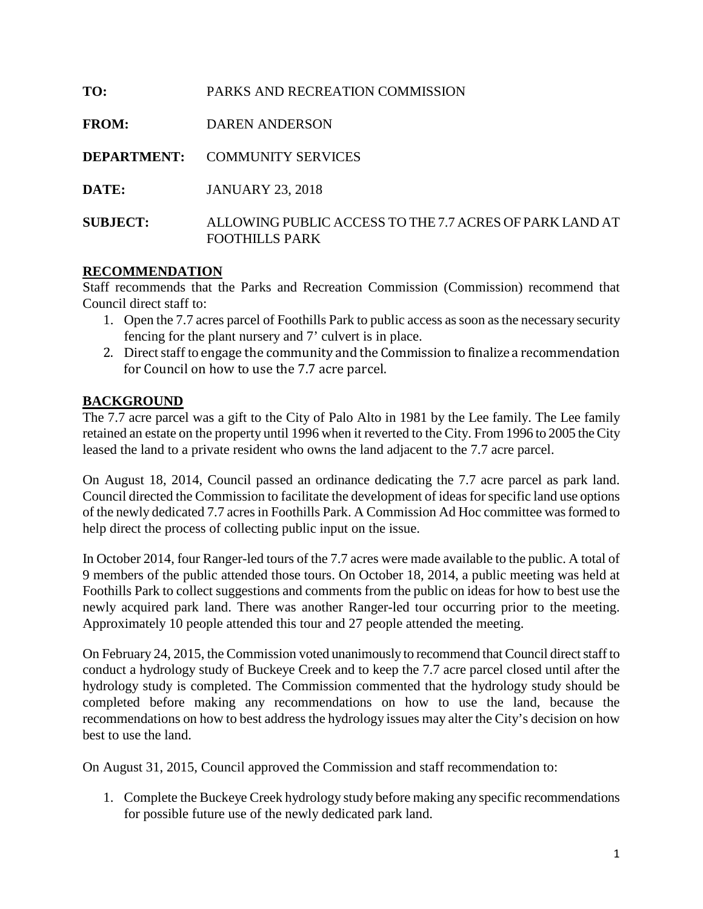**TO:** PARKS AND RECREATION COMMISSION

**FROM:** DAREN ANDERSON

**DEPARTMENT:** COMMUNITY SERVICES

**DATE:** JANUARY 23, 2018

**SUBJECT:** ALLOWING PUBLIC ACCESS TO THE 7.7 ACRES OF PARK LAND AT FOOTHILLS PARK

## RECOMMENDATION

Staff recommends that the Parks and Recreation Commission (Commission) recommend that Council direct staff to:

1. Open the 7.7 acres parcel of Foothills Park to public access as soon as the necessary security fencing for the plant nursery and 7' culvert is in place.
2. Direct staff to engage the community and the Commission to finalize a recommendation for Council on how to use the 7.7 acre parcel.

## BACKGROUND

The 7.7 acre parcel was a gift to the City of Palo Alto in 1981 by the Lee family. The Lee family retained an estate on the property until 1996 when it reverted to the City. From 1996 to 2005 the City leased the land to a private resident who owns the land adjacent to the 7.7 acre parcel.

On August 18, 2014, Council passed an ordinance dedicating the 7.7 acre parcel as park land. Council directed the Commission to facilitate the development of ideas for specific land use options of the newly dedicated 7.7 acres in Foothills Park. A Commission Ad Hoc committee was formed to help direct the process of collecting public input on the issue.

In October 2014, four Ranger-led tours of the 7.7 acres were made available to the public. A total of 9 members of the public attended those tours. On October 18, 2014, a public meeting was held at Foothills Park to collect suggestions and comments from the public on ideas for how to best use the newly acquired park land. There was another Ranger-led tour occurring prior to the meeting. Approximately 10 people attended this tour and 27 people attended the meeting.

On February 24, 2015, the Commission voted unanimously to recommend that Council direct staff to conduct a hydrology study of Buckeye Creek and to keep the 7.7 acre parcel closed until after the hydrology study is completed. The Commission commented that the hydrology study should be completed before making any recommendations on how to use the land, because the recommendations on how to best address the hydrology issues may alter the City's decision on how best to use the land.

On August 31, 2015, Council approved the Commission and staff recommendation to:

1. Complete the Buckeye Creek hydrology study before making any specific recommendations for possible future use of the newly dedicated park land.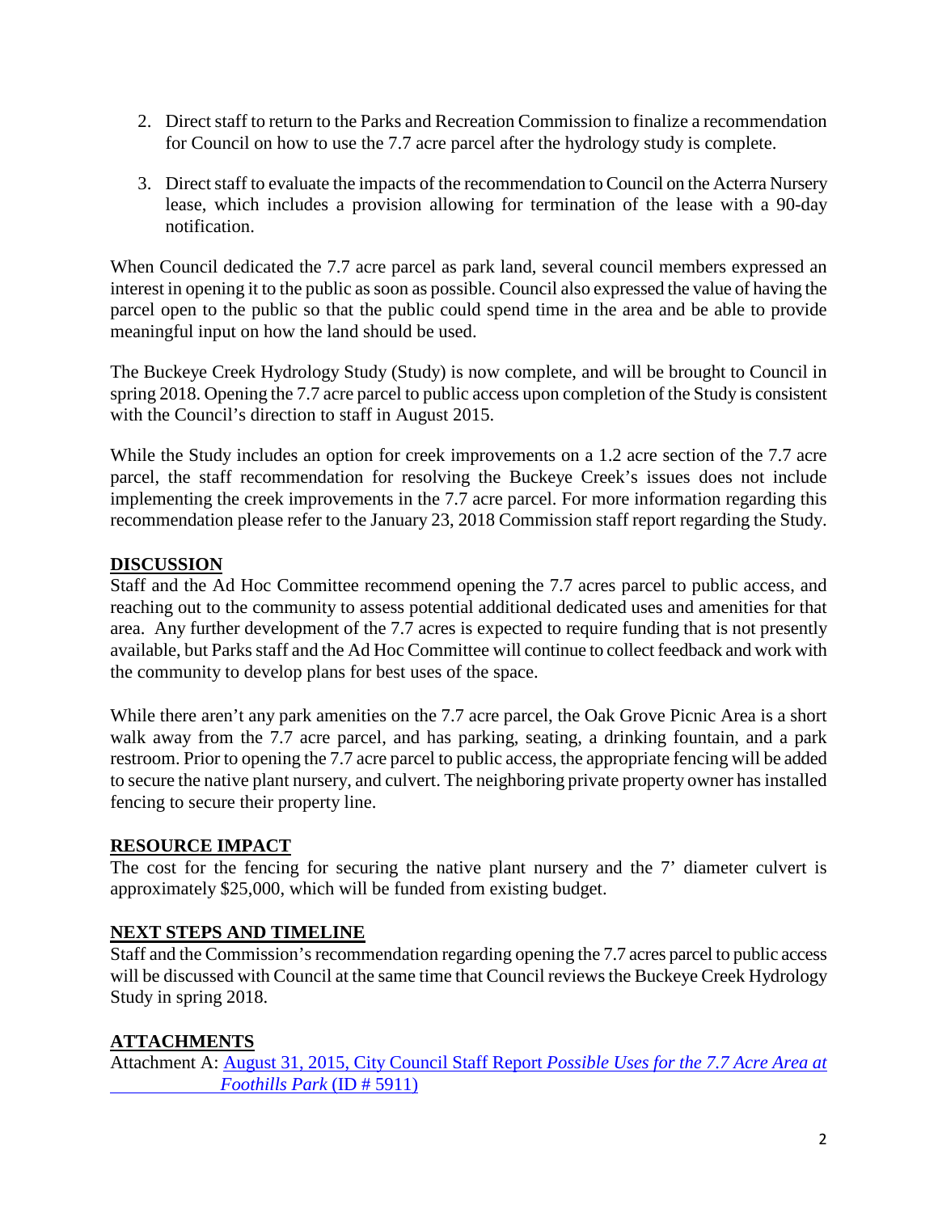2. Direct staff to return to the Parks and Recreation Commission to finalize a recommendation for Council on how to use the 7.7 acre parcel after the hydrology study is complete.

3. Direct staff to evaluate the impacts of the recommendation to Council on the Acterra Nursery lease, which includes a provision allowing for termination of the lease with a 90-day notification.

When Council dedicated the 7.7 acre parcel as park land, several council members expressed an interest in opening it to the public as soon as possible. Council also expressed the value of having the parcel open to the public so that the public could spend time in the area and be able to provide meaningful input on how the land should be used.

The Buckeye Creek Hydrology Study (Study) is now complete, and will be brought to Council in spring 2018. Opening the 7.7 acre parcel to public access upon completion of the Study is consistent with the Council's direction to staff in August 2015.

While the Study includes an option for creek improvements on a 1.2 acre section of the 7.7 acre parcel, the staff recommendation for resolving the Buckeye Creek's issues does not include implementing the creek improvements in the 7.7 acre parcel. For more information regarding this recommendation please refer to the January 23, 2018 Commission staff report regarding the Study.

## DISCUSSION

Staff and the Ad Hoc Committee recommend opening the 7.7 acres parcel to public access, and reaching out to the community to assess potential additional dedicated uses and amenities for that area. Any further development of the 7.7 acres is expected to require funding that is not presently available, but Parks staff and the Ad Hoc Committee will continue to collect feedback and work with the community to develop plans for best uses of the space.

While there aren't any park amenities on the 7.7 acre parcel, the Oak Grove Picnic Area is a short walk away from the 7.7 acre parcel, and has parking, seating, a drinking fountain, and a park restroom. Prior to opening the 7.7 acre parcel to public access, the appropriate fencing will be added to secure the native plant nursery, and culvert. The neighboring private property owner has installed fencing to secure their property line.

## RESOURCE IMPACT

The cost for the fencing for securing the native plant nursery and the 7' diameter culvert is approximately $25,000, which will be funded from existing budget.

## NEXT STEPS AND TIMELINE

Staff and the Commission's recommendation regarding opening the 7.7 acres parcel to public access will be discussed with Council at the same time that Council reviews the Buckeye Creek Hydrology Study in spring 2018.

## ATTACHMENTS

Attachment A: August 31, 2015, City Council Staff Report *Possible Uses for the 7.7 Acre Area at Foothills Park* (ID # 5911)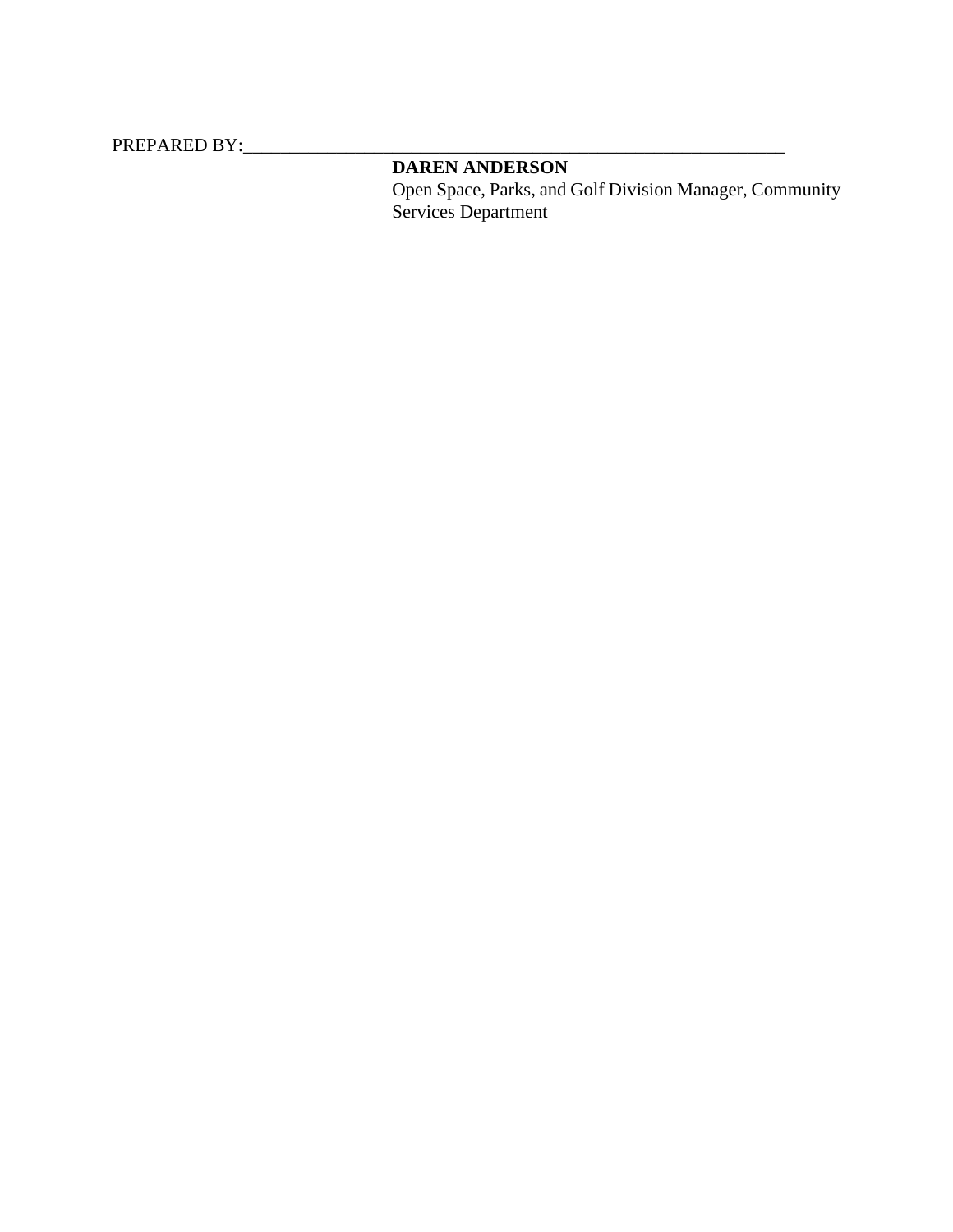PREPARED BY:\_\_\_\_\_\_\_\_\_\_\_\_\_\_\_\_\_\_\_\_\_\_\_\_\_\_\_\_\_\_\_\_\_\_\_\_\_\_\_\_\_\_\_\_\_\_\_\_\_\_\_\_\_\_\_\_\_\_\_\_\_\_

**DAREN ANDERSON**
Open Space, Parks, and Golf Division Manager, Community Services Department